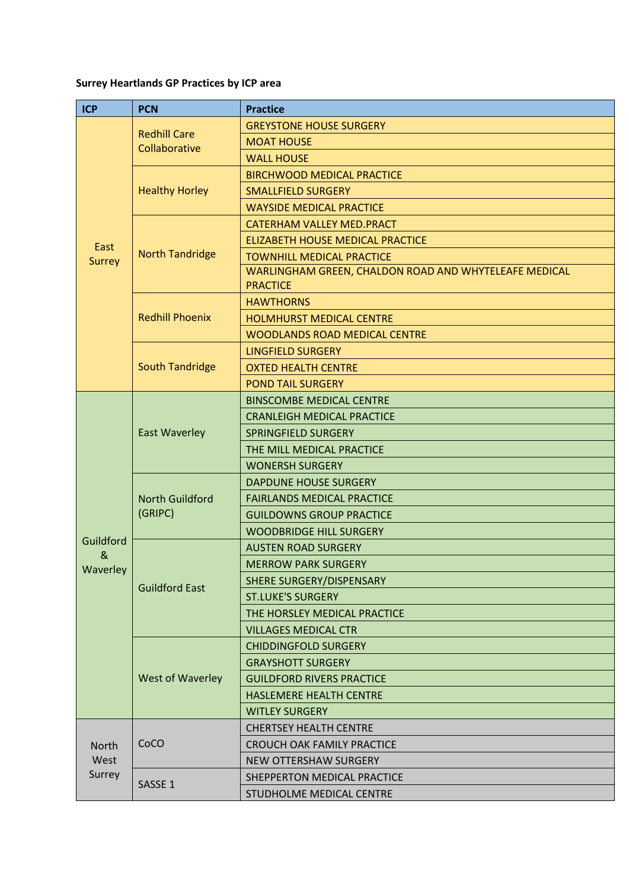**Surrey Heartlands GP Practices by ICP area**

| ICP | PCN | Practice |
|---|---|---|
| East Surrey | Redhill Care Collaborative | GREYSTONE HOUSE SURGERY |
| | | MOAT HOUSE |
| | | WALL HOUSE |
| | Healthy Horley | BIRCHWOOD MEDICAL PRACTICE |
| | | SMALLFIELD SURGERY |
| | | WAYSIDE MEDICAL PRACTICE |
| | North Tandridge | CATERHAM VALLEY MED.PRACT |
| | | ELIZABETH HOUSE MEDICAL PRACTICE |
| | | TOWNHILL MEDICAL PRACTICE |
| | | WARLINGHAM GREEN, CHALDON ROAD AND WHYTELEAFE MEDICAL PRACTICE |
| | Redhill Phoenix | HAWTHORNS |
| | | HOLMHURST MEDICAL CENTRE |
| | | WOODLANDS ROAD MEDICAL CENTRE |
| | South Tandridge | LINGFIELD SURGERY |
| | | OXTED HEALTH CENTRE |
| | | POND TAIL SURGERY |
| Guildford & Waverley | East Waverley | BINSCOMBE MEDICAL CENTRE |
| | | CRANLEIGH MEDICAL PRACTICE |
| | | SPRINGFIELD SURGERY |
| | | THE MILL MEDICAL PRACTICE |
| | | WONERSH SURGERY |
| | North Guildford (GRIPC) | DAPDUNE HOUSE SURGERY |
| | | FAIRLANDS MEDICAL PRACTICE |
| | | GUILDOWNS GROUP PRACTICE |
| | | WOODBRIDGE HILL SURGERY |
| | Guildford East | AUSTEN ROAD SURGERY |
| | | MERROW PARK SURGERY |
| | | SHERE SURGERY/DISPENSARY |
| | | ST.LUKE'S SURGERY |
| | | THE HORSLEY MEDICAL PRACTICE |
| | | VILLAGES MEDICAL CTR |
| | West of Waverley | CHIDDINGFOLD SURGERY |
| | | GRAYSHOTT SURGERY |
| | | GUILDFORD RIVERS PRACTICE |
| | | HASLEMERE HEALTH CENTRE |
| | | WITLEY SURGERY |
| North West Surrey | CoCO | CHERTSEY HEALTH CENTRE |
| | | CROUCH OAK FAMILY PRACTICE |
| | | NEW OTTERSHAW SURGERY |
| | SASSE 1 | SHEPPERTON MEDICAL PRACTICE |
| | | STUDHOLME MEDICAL CENTRE |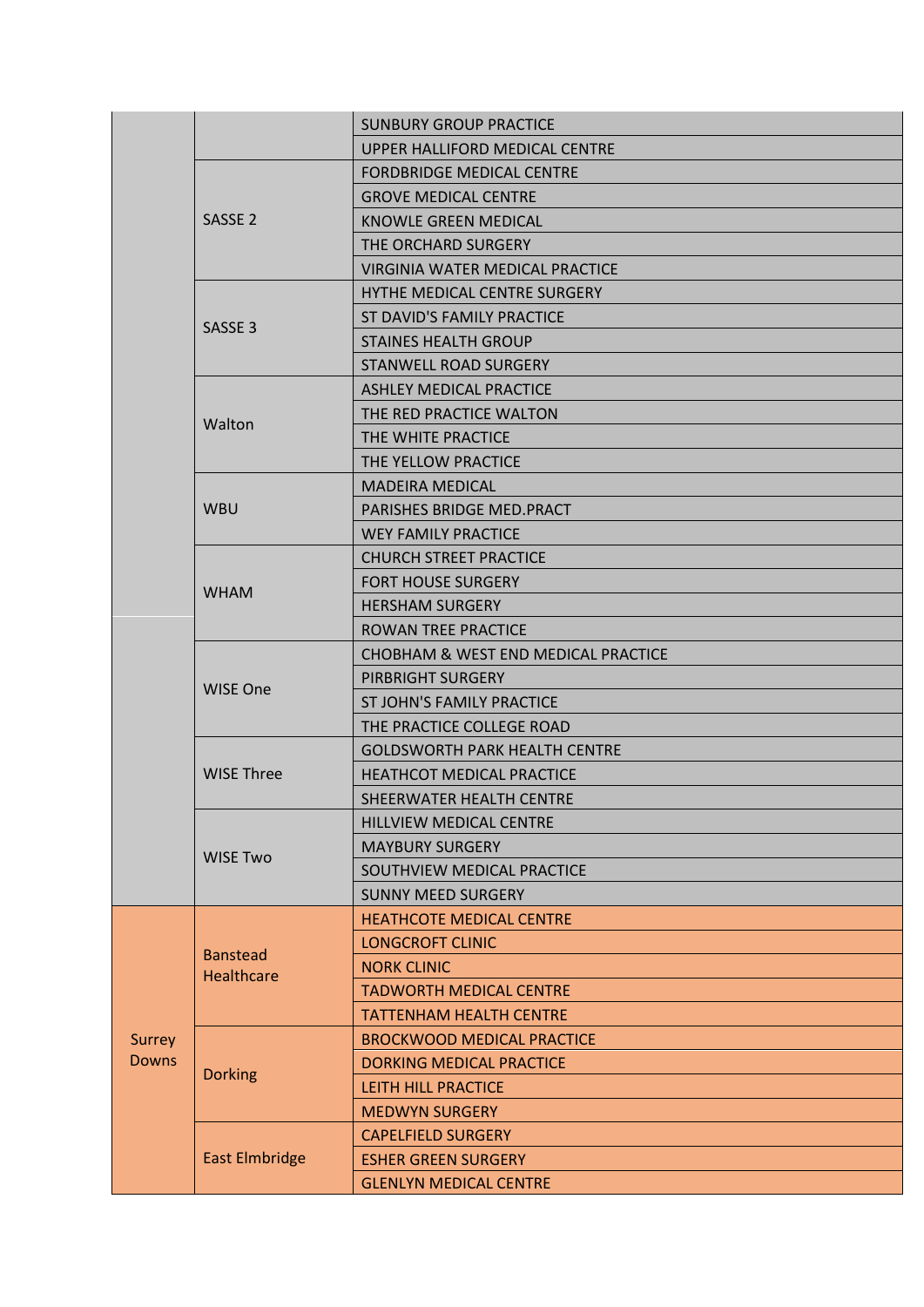| | | |
|---|---|---|
| | | SUNBURY GROUP PRACTICE |
| | | UPPER HALLIFORD MEDICAL CENTRE |
| | SASSE 2 | FORDBRIDGE MEDICAL CENTRE |
| | | GROVE MEDICAL CENTRE |
| | | KNOWLE GREEN MEDICAL |
| | | THE ORCHARD SURGERY |
| | | VIRGINIA WATER MEDICAL PRACTICE |
| | SASSE 3 | HYTHE MEDICAL CENTRE SURGERY |
| | | ST DAVID'S FAMILY PRACTICE |
| | | STAINES HEALTH GROUP |
| | | STANWELL ROAD SURGERY |
| | Walton | ASHLEY MEDICAL PRACTICE |
| | | THE RED PRACTICE WALTON |
| | | THE WHITE PRACTICE |
| | | THE YELLOW PRACTICE |
| | WBU | MADEIRA MEDICAL |
| | | PARISHES BRIDGE MED.PRACT |
| | | WEY FAMILY PRACTICE |
| | WHAM | CHURCH STREET PRACTICE |
| | | FORT HOUSE SURGERY |
| | | HERSHAM SURGERY |
| | | ROWAN TREE PRACTICE |
| | WISE One | CHOBHAM & WEST END MEDICAL PRACTICE |
| | | PIRBRIGHT SURGERY |
| | | ST JOHN'S FAMILY PRACTICE |
| | | THE PRACTICE COLLEGE ROAD |
| | WISE Three | GOLDSWORTH PARK HEALTH CENTRE |
| | | HEATHCOT MEDICAL PRACTICE |
| | | SHEERWATER HEALTH CENTRE |
| | WISE Two | HILLVIEW MEDICAL CENTRE |
| | | MAYBURY SURGERY |
| | | SOUTHVIEW MEDICAL PRACTICE |
| | | SUNNY MEED SURGERY |
| Surrey Downs | Banstead Healthcare | HEATHCOTE MEDICAL CENTRE |
| | | LONGCROFT CLINIC |
| | | NORK CLINIC |
| | | TADWORTH MEDICAL CENTRE |
| | | TATTENHAM HEALTH CENTRE |
| | Dorking | BROCKWOOD MEDICAL PRACTICE |
| | | DORKING MEDICAL PRACTICE |
| | | LEITH HILL PRACTICE |
| | | MEDWYN SURGERY |
| | East Elmbridge | CAPELFIELD SURGERY |
| | | ESHER GREEN SURGERY |
| | | GLENLYN MEDICAL CENTRE |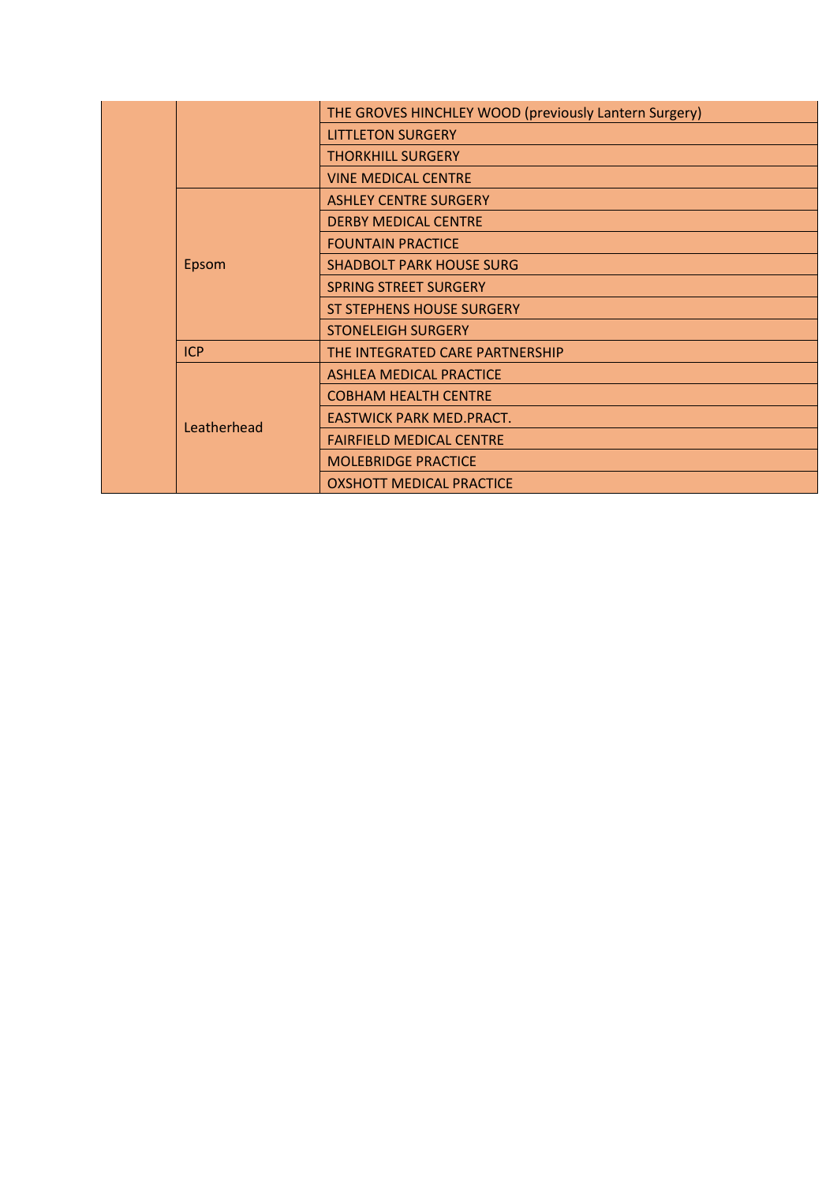| | | |
|---|---|---|
| | | THE GROVES HINCHLEY WOOD (previously Lantern Surgery) |
| | | LITTLETON SURGERY |
| | | THORKHILL SURGERY |
| | | VINE MEDICAL CENTRE |
| | Epsom | ASHLEY CENTRE SURGERY |
| | | DERBY MEDICAL CENTRE |
| | | FOUNTAIN PRACTICE |
| | | SHADBOLT PARK HOUSE SURG |
| | | SPRING STREET SURGERY |
| | | ST STEPHENS HOUSE SURGERY |
| | | STONELEIGH SURGERY |
| | ICP | THE INTEGRATED CARE PARTNERSHIP |
| | Leatherhead | ASHLEA MEDICAL PRACTICE |
| | | COBHAM HEALTH CENTRE |
| | | EASTWICK PARK MED.PRACT. |
| | | FAIRFIELD MEDICAL CENTRE |
| | | MOLEBRIDGE PRACTICE |
| | | OXSHOTT MEDICAL PRACTICE |